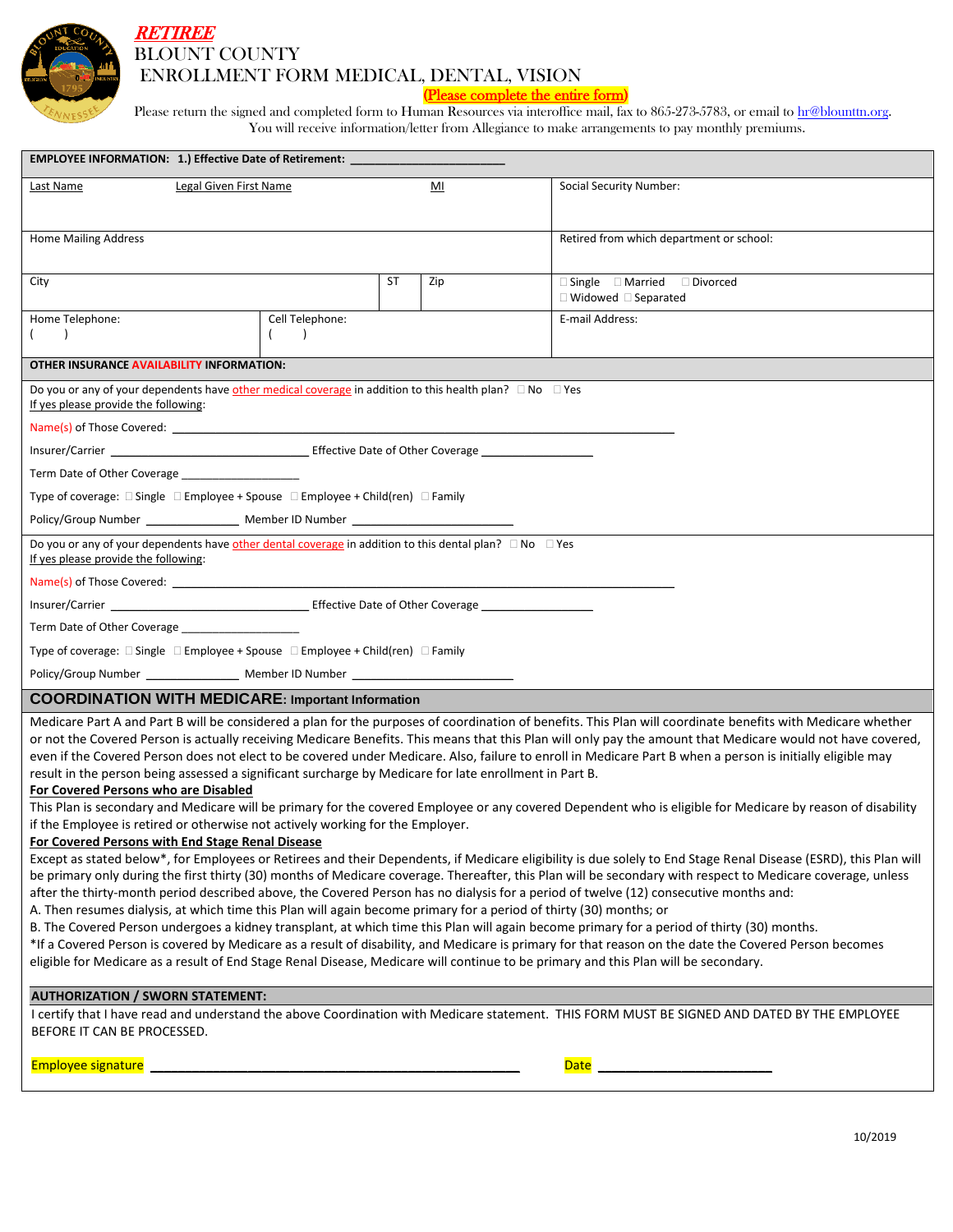# *RETIREE*
# BLOUNT COUNTY
# ENROLLMENT FORM MEDICAL, DENTAL, VISION

(Please complete the entire form)

Please return the signed and completed form to Human Resources via interoffice mail, fax to 865-273-5783, or email to hr@blounttn.org.
You will receive information/letter from Allegiance to make arrangements to pay monthly premiums.

**EMPLOYEE INFORMATION: 1.) Effective Date of Retirement: ______________________**

| Last Name | Legal Given First Name | | MI | Social Security Number: |
|---|---|---|---|---|
| Home Mailing Address | | | | Retired from which department or school: |
| City | | ST | Zip | ☐ Single ☐ Married ☐ Divorced ☐ Widowed ☐ Separated |
| Home Telephone: ( ) | Cell Telephone: ( ) | | | E-mail Address: |

**OTHER INSURANCE AVAILABILITY INFORMATION:**

Do you or any of your dependents have other medical coverage in addition to this health plan? ☐ No ☐ Yes
If yes please provide the following:

Name(s) of Those Covered: ____________________________________________

Insurer/Carrier ______________________ Effective Date of Other Coverage ______________

Term Date of Other Coverage ______________

Type of coverage: ☐ Single ☐ Employee + Spouse ☐ Employee + Child(ren) ☐ Family

Policy/Group Number ____________ Member ID Number ____________________

Do you or any of your dependents have other dental coverage in addition to this dental plan? ☐ No ☐ Yes
If yes please provide the following:

Name(s) of Those Covered: ____________________________________________

Insurer/Carrier ______________________ Effective Date of Other Coverage ______________

Term Date of Other Coverage ______________

Type of coverage: ☐ Single ☐ Employee + Spouse ☐ Employee + Child(ren) ☐ Family

Policy/Group Number ____________ Member ID Number ____________________

## COORDINATION WITH MEDICARE: Important Information

Medicare Part A and Part B will be considered a plan for the purposes of coordination of benefits. This Plan will coordinate benefits with Medicare whether or not the Covered Person is actually receiving Medicare Benefits. This means that this Plan will only pay the amount that Medicare would not have covered, even if the Covered Person does not elect to be covered under Medicare. Also, failure to enroll in Medicare Part B when a person is initially eligible may result in the person being assessed a significant surcharge by Medicare for late enrollment in Part B.

**For Covered Persons who are Disabled**

This Plan is secondary and Medicare will be primary for the covered Employee or any covered Dependent who is eligible for Medicare by reason of disability if the Employee is retired or otherwise not actively working for the Employer.

**For Covered Persons with End Stage Renal Disease**

Except as stated below*, for Employees or Retirees and their Dependents, if Medicare eligibility is due solely to End Stage Renal Disease (ESRD), this Plan will be primary only during the first thirty (30) months of Medicare coverage. Thereafter, this Plan will be secondary with respect to Medicare coverage, unless after the thirty-month period described above, the Covered Person has no dialysis for a period of twelve (12) consecutive months and:

A. Then resumes dialysis, at which time this Plan will again become primary for a period of thirty (30) months; or

B. The Covered Person undergoes a kidney transplant, at which time this Plan will again become primary for a period of thirty (30) months.

*If a Covered Person is covered by Medicare as a result of disability, and Medicare is primary for that reason on the date the Covered Person becomes eligible for Medicare as a result of End Stage Renal Disease, Medicare will continue to be primary and this Plan will be secondary.

**AUTHORIZATION / SWORN STATEMENT:**

I certify that I have read and understand the above Coordination with Medicare statement. THIS FORM MUST BE SIGNED AND DATED BY THE EMPLOYEE BEFORE IT CAN BE PROCESSED.

Employee signature ________________________________ Date ____________________

10/2019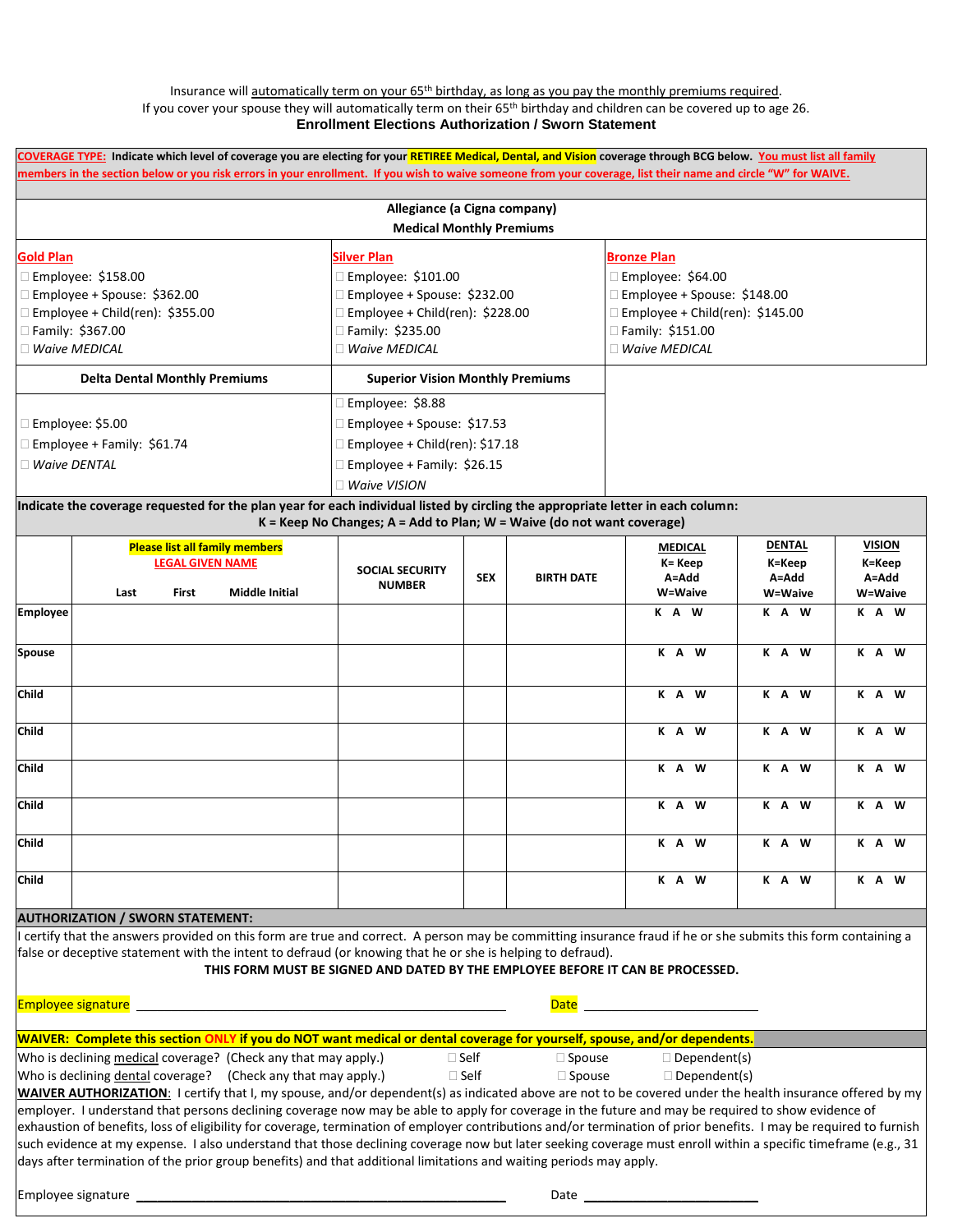Insurance will automatically term on your 65th birthday, as long as you pay the monthly premiums required.
If you cover your spouse they will automatically term on their 65th birthday and children can be covered up to age 26.

## Enrollment Elections Authorization / Sworn Statement

**COVERAGE TYPE: Indicate which level of coverage you are electing for your RETIREE Medical, Dental, and Vision coverage through BCG below. You must list all family members in the section below or you risk errors in your enrollment. If you wish to waive someone from your coverage, list their name and circle "W" for WAIVE.**

**Allegiance (a Cigna company)**
**Medical Monthly Premiums**

| Gold Plan | Silver Plan | Bronze Plan |
|---|---|---|
| ☐ Employee: $158.00 | ☐ Employee: $101.00 | ☐ Employee: $64.00 |
| ☐ Employee + Spouse: $362.00 | ☐ Employee + Spouse: $232.00 | ☐ Employee + Spouse: $148.00 |
| ☐ Employee + Child(ren): $355.00 | ☐ Employee + Child(ren): $228.00 | ☐ Employee + Child(ren): $145.00 |
| ☐ Family: $367.00 | ☐ Family: $235.00 | ☐ Family: $151.00 |
| ☐ *Waive MEDICAL* | ☐ *Waive MEDICAL* | ☐ *Waive MEDICAL* |

| Delta Dental Monthly Premiums | Superior Vision Monthly Premiums |
|---|---|
| ☐ Employee: $5.00 | ☐ Employee: $8.88 |
| ☐ Employee + Family: $61.74 | ☐ Employee + Spouse: $17.53 |
| ☐ *Waive DENTAL* | ☐ Employee + Child(ren): $17.18 |
| | ☐ Employee + Family: $26.15 |
| | ☐ *Waive VISION* |

**Indicate the coverage requested for the plan year for each individual listed by circling the appropriate letter in each column:**
**K = Keep No Changes; A = Add to Plan; W = Waive (do not want coverage)**

| | Please list all family members LEGAL GIVEN NAME (Last / First / Middle Initial) | SOCIAL SECURITY NUMBER | SEX | BIRTH DATE | MEDICAL K= Keep A=Add W=Waive | DENTAL K=Keep A=Add W=Waive | VISION K=Keep A=Add W=Waive |
|---|---|---|---|---|---|---|---|
| Employee | | | | | K A W | K A W | K A W |
| Spouse | | | | | K A W | K A W | K A W |
| Child | | | | | K A W | K A W | K A W |
| Child | | | | | K A W | K A W | K A W |
| Child | | | | | K A W | K A W | K A W |
| Child | | | | | K A W | K A W | K A W |
| Child | | | | | K A W | K A W | K A W |
| Child | | | | | K A W | K A W | K A W |

**AUTHORIZATION / SWORN STATEMENT:**

I certify that the answers provided on this form are true and correct. A person may be committing insurance fraud if he or she submits this form containing a false or deceptive statement with the intent to defraud (or knowing that he or she is helping to defraud).

**THIS FORM MUST BE SIGNED AND DATED BY THE EMPLOYEE BEFORE IT CAN BE PROCESSED.**

Employee signature ______________________________ Date ______________

**WAIVER: Complete this section ONLY if you do NOT want medical or dental coverage for yourself, spouse, and/or dependents.**

Who is declining medical coverage? (Check any that may apply.) ☐ Self ☐ Spouse ☐ Dependent(s)

Who is declining dental coverage? (Check any that may apply.) ☐ Self ☐ Spouse ☐ Dependent(s)

**WAIVER AUTHORIZATION**: I certify that I, my spouse, and/or dependent(s) as indicated above are not to be covered under the health insurance offered by my employer. I understand that persons declining coverage now may be able to apply for coverage in the future and may be required to show evidence of exhaustion of benefits, loss of eligibility for coverage, termination of employer contributions and/or termination of prior benefits. I may be required to furnish such evidence at my expense. I also understand that those declining coverage now but later seeking coverage must enroll within a specific timeframe (e.g., 31 days after termination of the prior group benefits) and that additional limitations and waiting periods may apply.

Employee signature ______________________________ Date ______________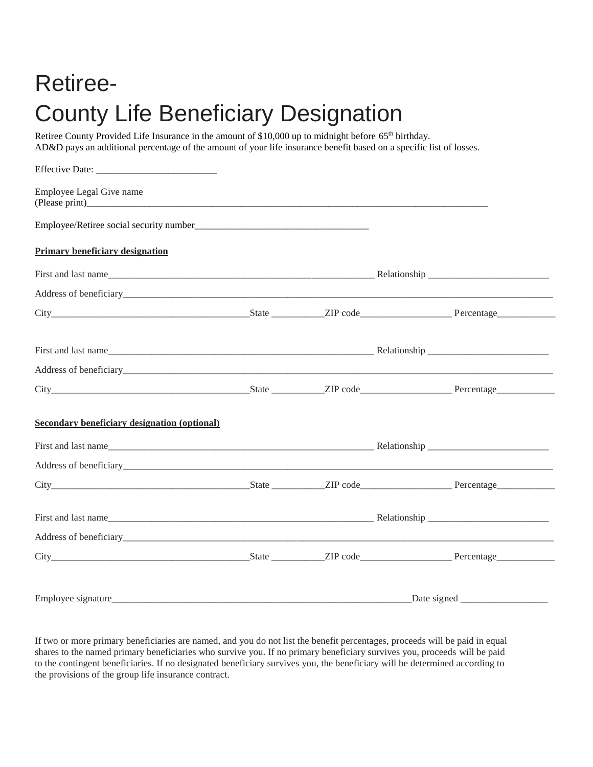# Retiree-
# County Life Beneficiary Designation

Retiree County Provided Life Insurance in the amount of $10,000 up to midnight before 65th birthday.
AD&D pays an additional percentage of the amount of your life insurance benefit based on a specific list of losses.

Effective Date: _________________________

Employee Legal Give name
(Please print)___________________________________________________________________________________

Employee/Retiree social security number____________________________________

**Primary beneficiary designation**

First and last name_______________________________________________________ Relationship _________________________

Address of beneficiary___________________________________________________________________________________

City_________________________________________State ___________ZIP code___________________ Percentage____________

First and last name_______________________________________________________ Relationship _________________________

Address of beneficiary___________________________________________________________________________________

City_________________________________________State ___________ZIP code___________________ Percentage____________

**Secondary beneficiary designation (optional)**

First and last name_______________________________________________________ Relationship _________________________

Address of beneficiary___________________________________________________________________________________

City_________________________________________State ___________ZIP code___________________ Percentage____________

First and last name_______________________________________________________ Relationship _________________________

Address of beneficiary___________________________________________________________________________________

City_________________________________________State ___________ZIP code___________________ Percentage____________

Employee signature_________________________________________________________________Date signed __________________

If two or more primary beneficiaries are named, and you do not list the benefit percentages, proceeds will be paid in equal shares to the named primary beneficiaries who survive you. If no primary beneficiary survives you, proceeds will be paid to the contingent beneficiaries. If no designated beneficiary survives you, the beneficiary will be determined according to the provisions of the group life insurance contract.